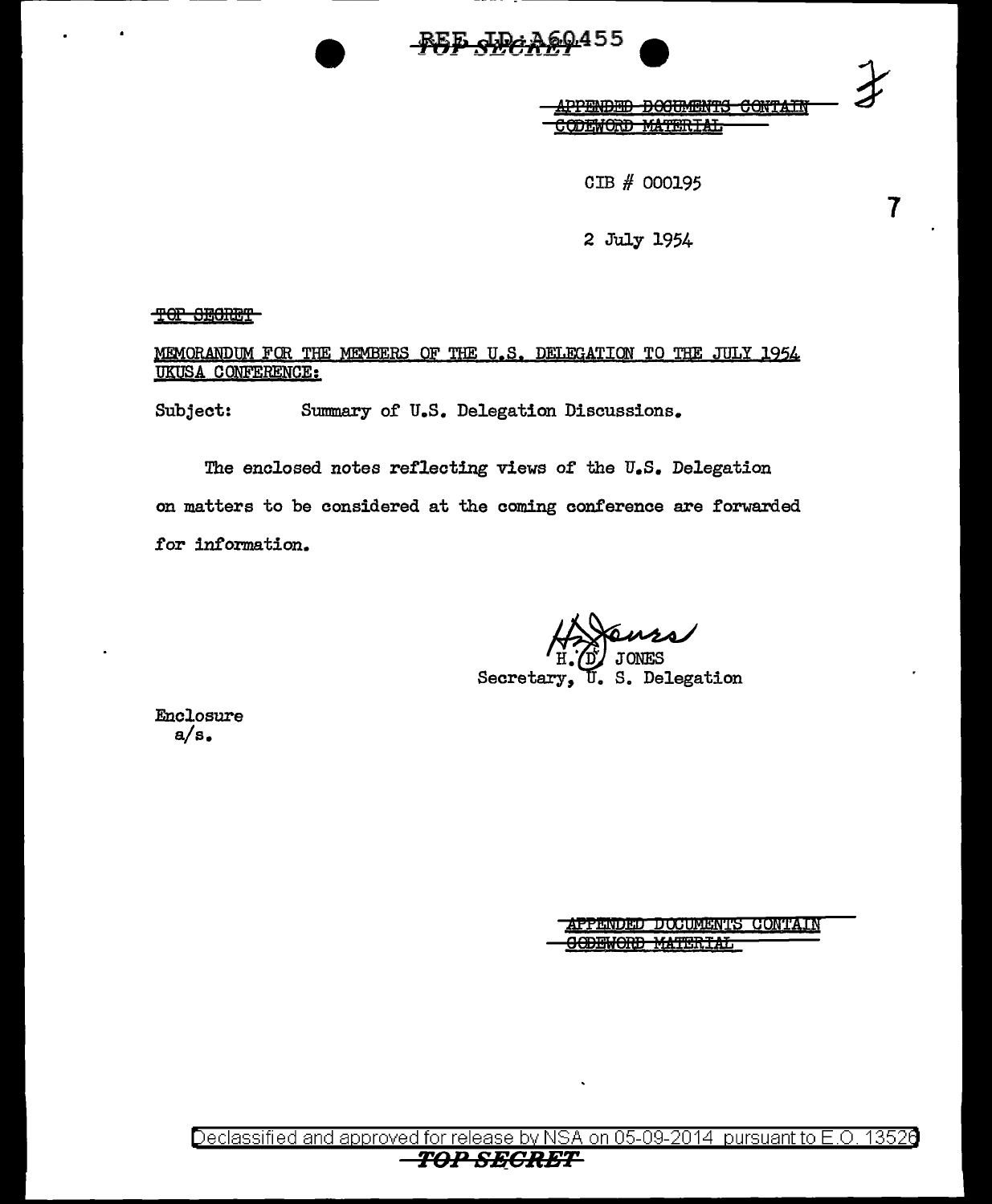REF ID:A60455

~~TOP SECRET~~

~~APPENDED DOCUMENTS CONTAIN CODEWORD MATERIAL~~

CIB # 000195

2 July 1954

~~TOP SECRET~~

MEMORANDUM FOR THE MEMBERS OF THE U.S. DELEGATION TO THE JULY 1954 UKUSA CONFERENCE:

Subject: Summary of U.S. Delegation Discussions.

The enclosed notes reflecting views of the U.S. Delegation on matters to be considered at the coming conference are forwarded for information.

H. D. JONES
Secretary, U. S. Delegation

Enclosure
a/s.

~~APPENDED DOCUMENTS CONTAIN CODEWORD MATERIAL~~

Declassified and approved for release by NSA on 05-09-2014 pursuant to E.O. 13526

~~TOP SECRET~~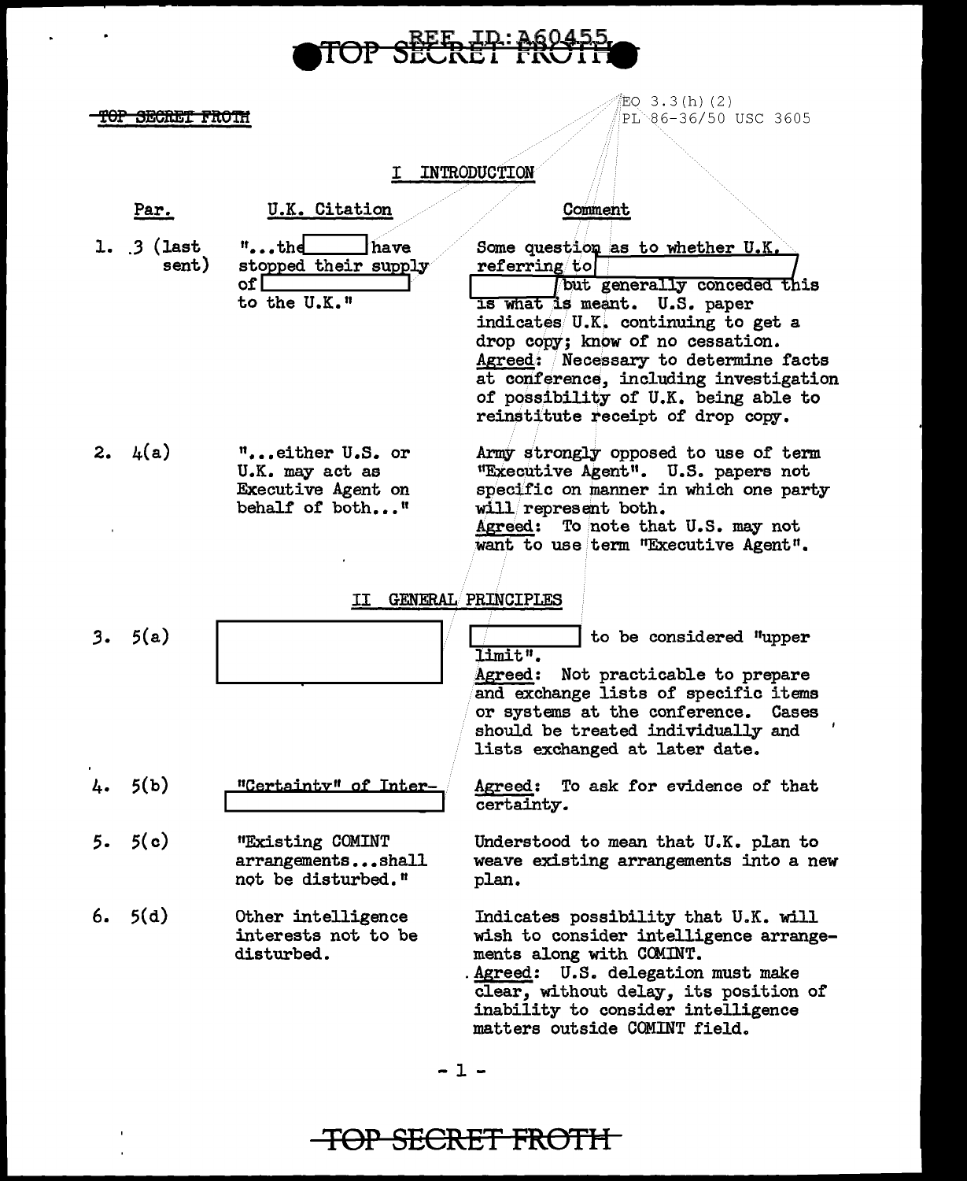TOP SECRET FROTH

EO 3.3(h)(2)
PL 86-36/50 USC 3605

## I INTRODUCTION

| Par. | U.K. Citation | Comment |
|---|---|---|
| 1. 3 (last sent) | "...the [ ] have stopped their supply of [ ] to the U.K." | Some question as to whether U.K. referring to [ ] [ ] but generally conceded this is what is meant. U.S. paper indicates U.K. continuing to get a drop copy; know of no cessation. <u>Agreed</u>: Necessary to determine facts at conference, including investigation of possibility of U.K. being able to reinstitute receipt of drop copy. |
| 2. 4(a) | "...either U.S. or U.K. may act as Executive Agent on behalf of both..." | Army strongly opposed to use of term "Executive Agent". U.S. papers not specific on manner in which one party will represent both. <u>Agreed</u>: To note that U.S. may not want to use term "Executive Agent". |

## II GENERAL PRINCIPLES

| Par. | U.K. Citation | Comment |
|---|---|---|
| 3. 5(a) | [ ] | [ ] to be considered "upper limit". <u>Agreed</u>: Not practicable to prepare and exchange lists of specific items or systems at the conference. Cases should be treated individually and lists exchanged at later date. |
| 4. 5(b) | "Certainty" of Inter- [ ] | <u>Agreed</u>: To ask for evidence of that certainty. |
| 5. 5(c) | "Existing COMINT arrangements...shall not be disturbed." | Understood to mean that U.K. plan to weave existing arrangements into a new plan. |
| 6. 5(d) | Other intelligence interests not to be disturbed. | Indicates possibility that U.K. will wish to consider intelligence arrangements along with COMINT. <u>Agreed</u>: U.S. delegation must make clear, without delay, its position of inability to consider intelligence matters outside COMINT field. |

TOP SECRET FROTH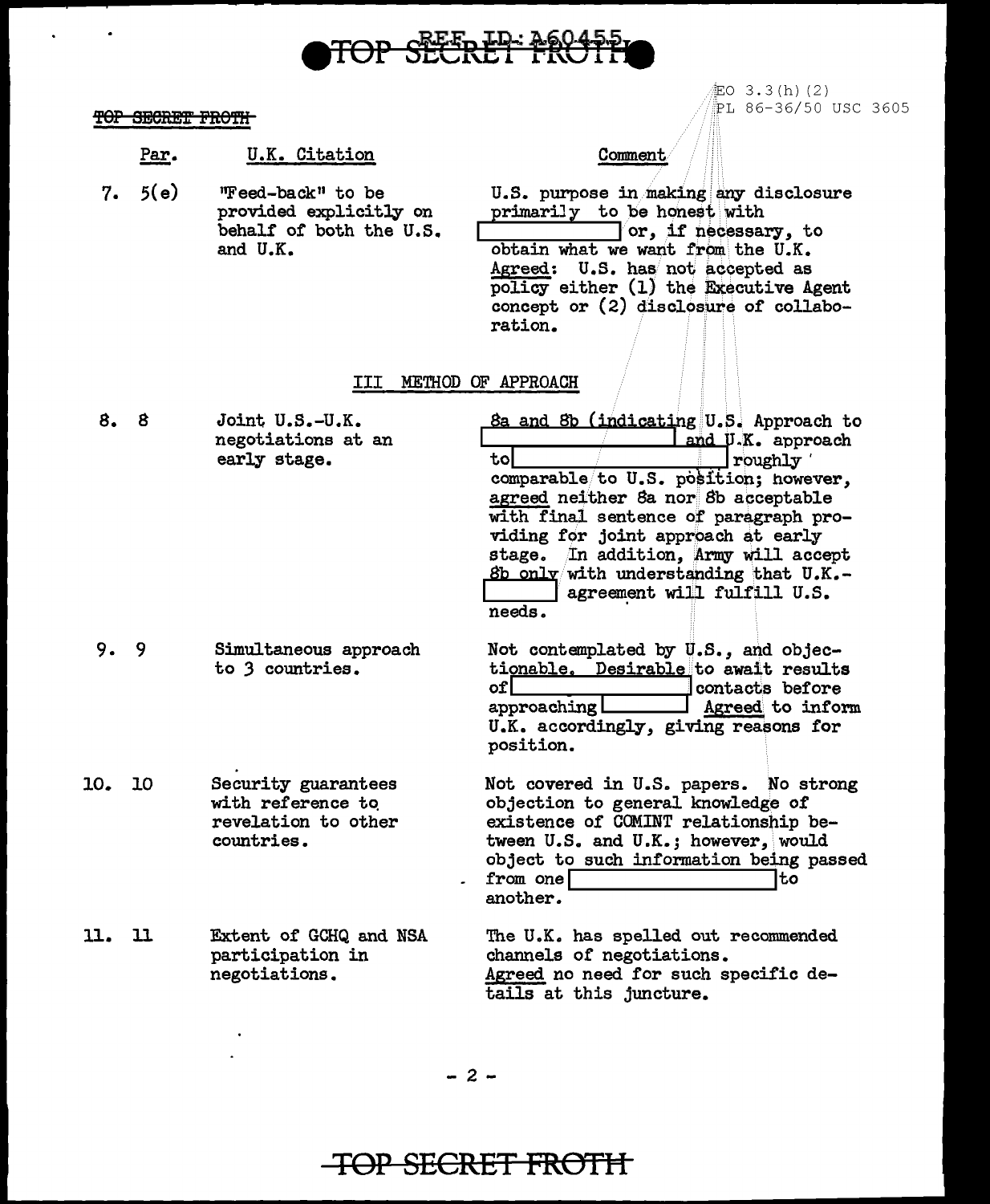TOP SECRET FROTH

EO 3.3(h)(2)
PL 86-36/50 USC 3605

| Par. | | U.K. Citation | Comment |
|---|---|---|---|
| 7. | 5(e) | "Feed-back" to be provided explicitly on behalf of both the U.S. and U.K. | U.S. purpose in making any disclosure primarily to be honest with [redacted] or, if necessary, to obtain what we want from the U.K. Agreed: U.S. has not accepted as policy either (1) the Executive Agent concept or (2) disclosure of collaboration. |

III METHOD OF APPROACH

| Par. | | U.K. Citation | Comment |
|---|---|---|---|
| 8. | 8 | Joint U.S.-U.K. negotiations at an early stage. | 8a and 8b (indicating U.S. Approach to [redacted] and U.K. approach to [redacted] roughly comparable to U.S. position; however, agreed neither 8a nor 8b acceptable with final sentence of paragraph providing for joint approach at early stage. In addition, Army will accept 8b only with understanding that U.K.-[redacted] agreement will fulfill U.S. needs. |
| 9. | 9 | Simultaneous approach to 3 countries. | Not contemplated by U.S., and objectionable. Desirable to await results of [redacted] contacts before approaching [redacted] Agreed to inform U.K. accordingly, giving reasons for position. |
| 10. | 10 | Security guarantees with reference to revelation to other countries. | Not covered in U.S. papers. No strong objection to general knowledge of existence of COMINT relationship between U.S. and U.K.; however, would object to such information being passed from one [redacted] to another. |
| 11. | 11 | Extent of GCHQ and NSA participation in negotiations. | The U.K. has spelled out recommended channels of negotiations. Agreed no need for such specific details at this juncture. |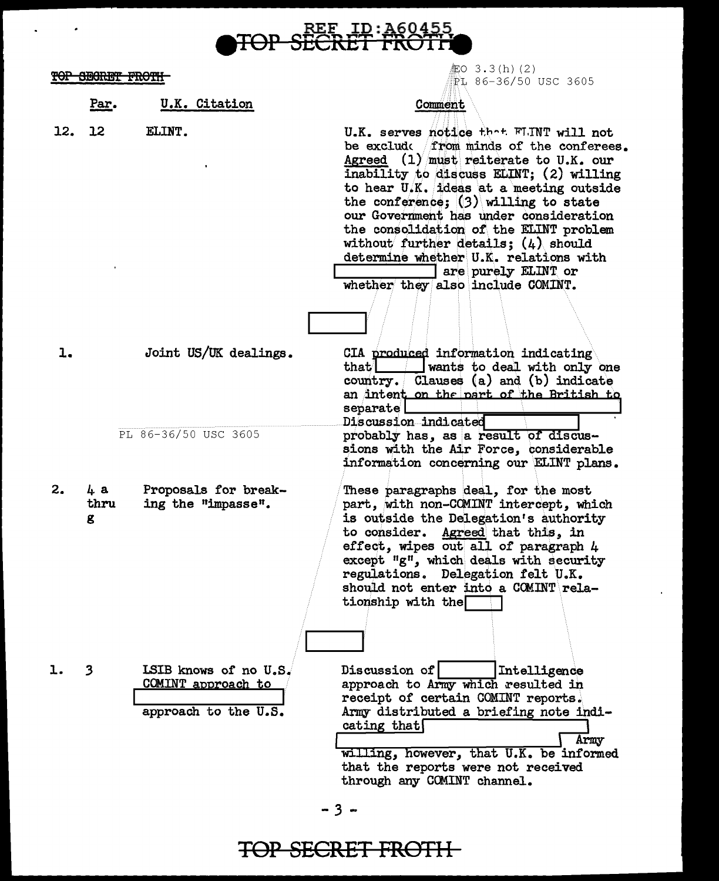TOP SECRET FROTH

EO 3.3(h)(2)
PL 86-36/50 USC 3605

| | Par. | U.K. Citation | Comment |
|---|---|---|---|
| 12. | 12 | ELINT. | U.K. serves notice that ELINT will not be exclude from minds of the conferees. <u>Agreed</u> (1) must reiterate to U.K. our inability to discuss ELINT; (2) willing to hear U.K. ideas at a meeting outside the conference; (3) willing to state our Government has under consideration the consolidation of the ELINT problem without further details; (4) should determine whether U.K. relations with [redacted] are purely ELINT or whether they also include COMINT. |

[redacted]

| | Par. | U.K. Citation | Comment |
|---|---|---|---|
| 1. | | Joint US/UK dealings. | CIA produced information indicating that [redacted] wants to deal with only one country. Clauses (a) and (b) indicate an intent on the part of the British to separate [redacted] Discussion indicated [redacted] probably has, as a result of discussions with the Air Force, considerable information concerning our ELINT plans. |
| 2. | 4 a thru g | Proposals for breaking the "impasse". | These paragraphs deal, for the most part, with non-COMINT intercept, which is outside the Delegation's authority to consider. <u>Agreed</u> that this, in effect, wipes out all of paragraph 4 except "g", which deals with security regulations. Delegation felt U.K. should not enter into a COMINT relationship with the [redacted] |

PL 86-36/50 USC 3605

[redacted]

| | Par. | U.K. Citation | Comment |
|---|---|---|---|
| 1. | 3 | LSIB knows of no U.S. COMINT approach to [redacted] approach to the U.S. | Discussion of [redacted] Intelligence approach to Army which resulted in receipt of certain COMINT reports. Army distributed a briefing note indicating that [redacted] Army willing, however, that U.K. be informed that the reports were not received through any COMINT channel. |

TOP SECRET FROTH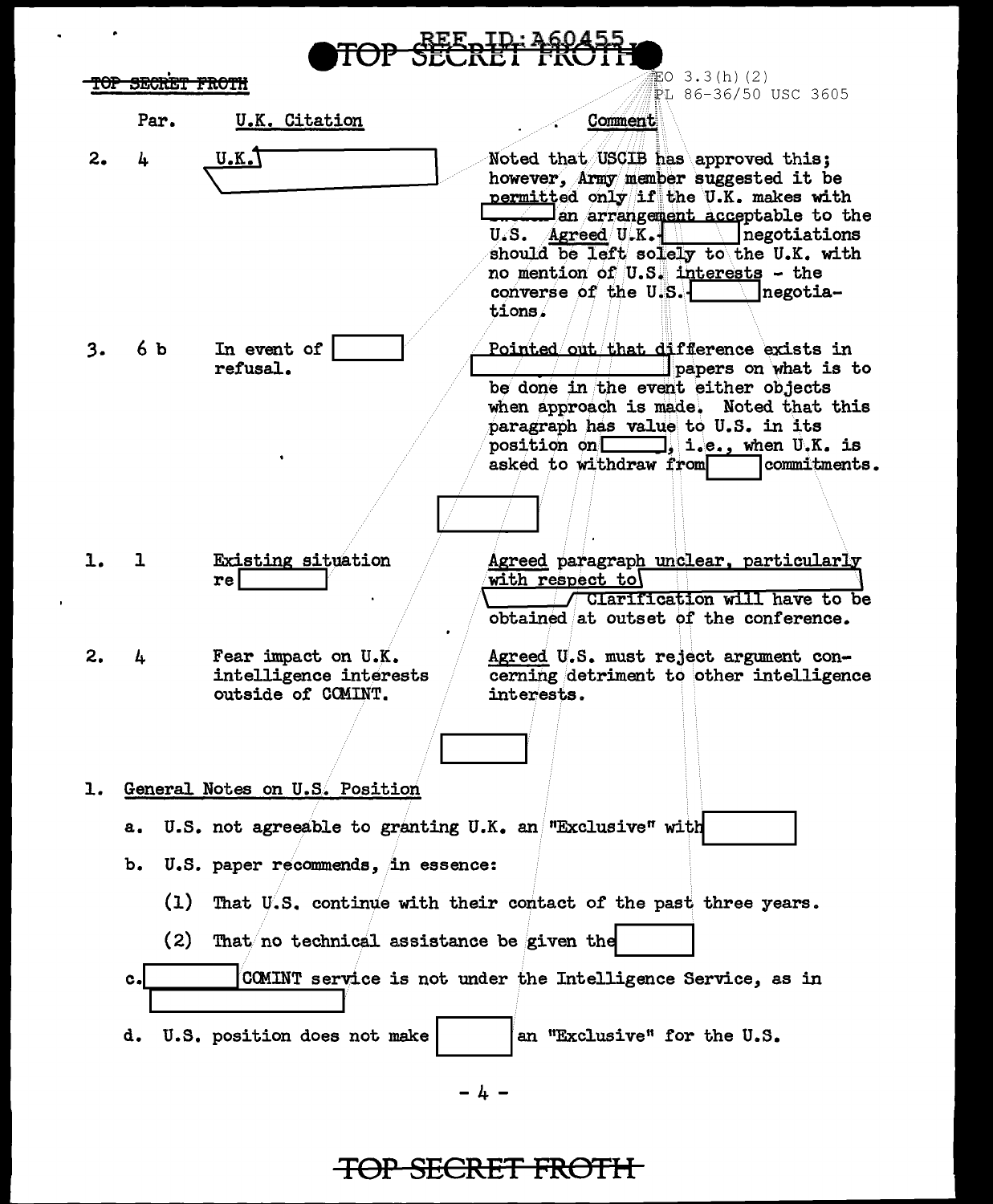TOP SECRET FROTH

EO 3.3(h)(2)
PL 86-36/50 USC 3605

| | Par. | U.K. Citation | Comment |
|---|---|---|---|
| 2. | 4 | U.K. [redacted] | Noted that USCIB has approved this; however, Army member suggested it be permitted only if the U.K. makes with [redacted] an arrangement acceptable to the U.S. Agreed U.K.-[redacted] negotiations should be left solely to the U.K. with no mention of U.S. interests - the converse of the U.S.-[redacted] negotiations. |
| 3. | 6 b | In event of [redacted] refusal. | Pointed out that difference exists in [redacted] papers on what is to be done in the event either objects when approach is made. Noted that this paragraph has value to U.S. in its position on [redacted], i.e., when U.K. is asked to withdraw from [redacted] commitments. |

[redacted]

| | Par. | U.K. Citation | Comment |
|---|---|---|---|
| 1. | 1 | Existing situation re [redacted] | Agreed paragraph unclear, particularly with respect to [redacted] Clarification will have to be obtained at outset of the conference. |
| 2. | 4 | Fear impact on U.K. intelligence interests outside of COMINT. | Agreed U.S. must reject argument concerning detriment to other intelligence interests. |

[redacted]

1. General Notes on U.S. Position

   a. U.S. not agreeable to granting U.K. an "Exclusive" with [redacted]

   b. U.S. paper recommends, in essence:

      (1) That U.S. continue with their contact of the past three years.

      (2) That no technical assistance be given the [redacted]

   c. [redacted] COMINT service is not under the Intelligence Service, as in [redacted]

   d. U.S. position does not make [redacted] an "Exclusive" for the U.S.

TOP SECRET FROTH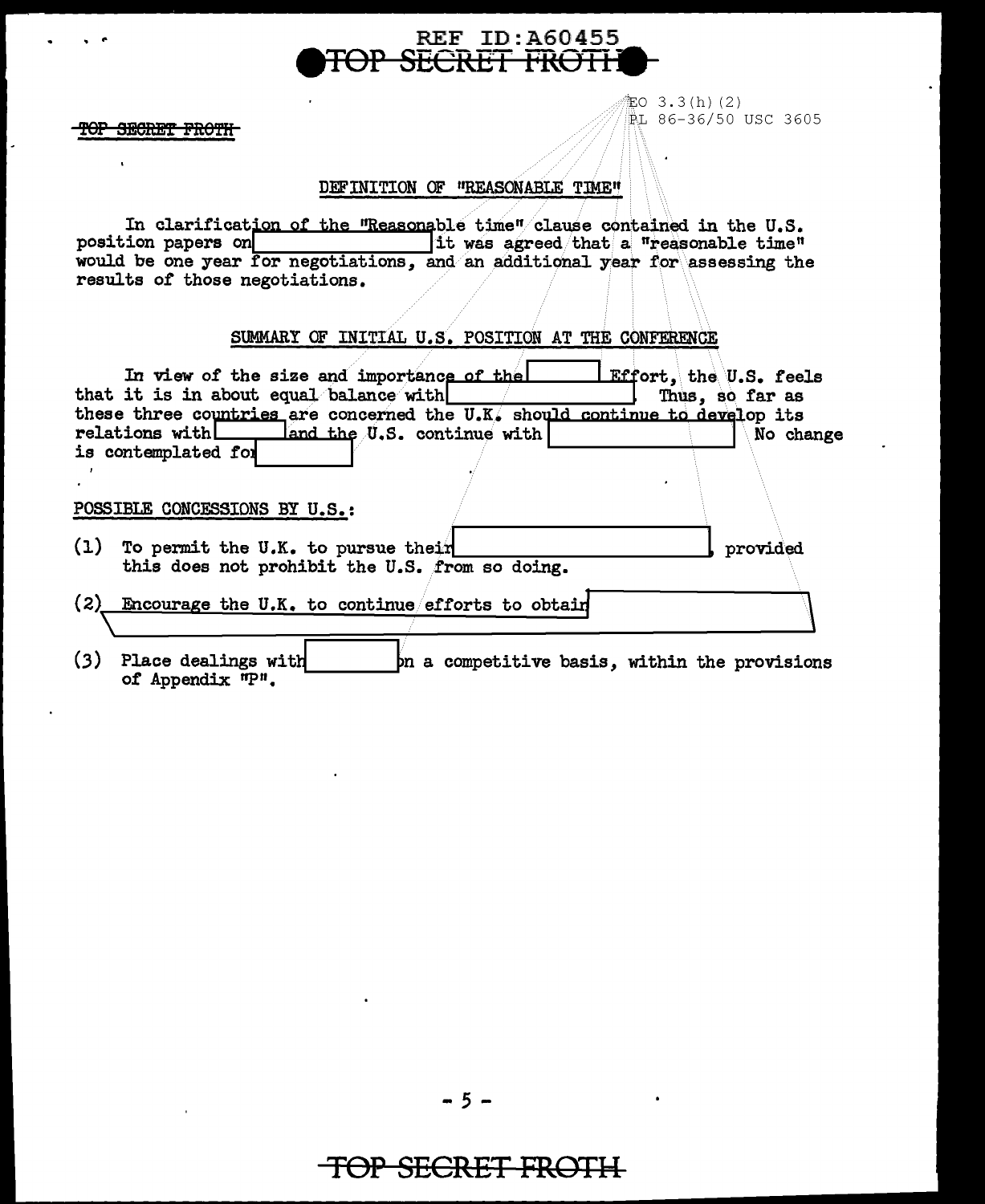EO 3.3(h)(2)
PL 86-36/50 USC 3605

## DEFINITION OF "REASONABLE TIME"

In clarification of the "Reasonable time" clause contained in the U.S. position papers on [REDACTED] it was agreed that a "reasonable time" would be one year for negotiations, and an additional year for assessing the results of those negotiations.

## SUMMARY OF INITIAL U.S. POSITION AT THE CONFERENCE

In view of the size and importance of the [REDACTED] Effort, the U.S. feels that it is in about equal balance with [REDACTED]. Thus, so far as these three countries are concerned the U.K. should continue to develop its relations with [REDACTED] and the U.S. continue with [REDACTED] No change is contemplated for [REDACTED]

POSSIBLE CONCESSIONS BY U.S.:

(1) To permit the U.K. to pursue their [REDACTED], provided this does not prohibit the U.S. from so doing.

(2) Encourage the U.K. to continue efforts to obtain [REDACTED]

(3) Place dealings with [REDACTED] on a competitive basis, within the provisions of Appendix "P".